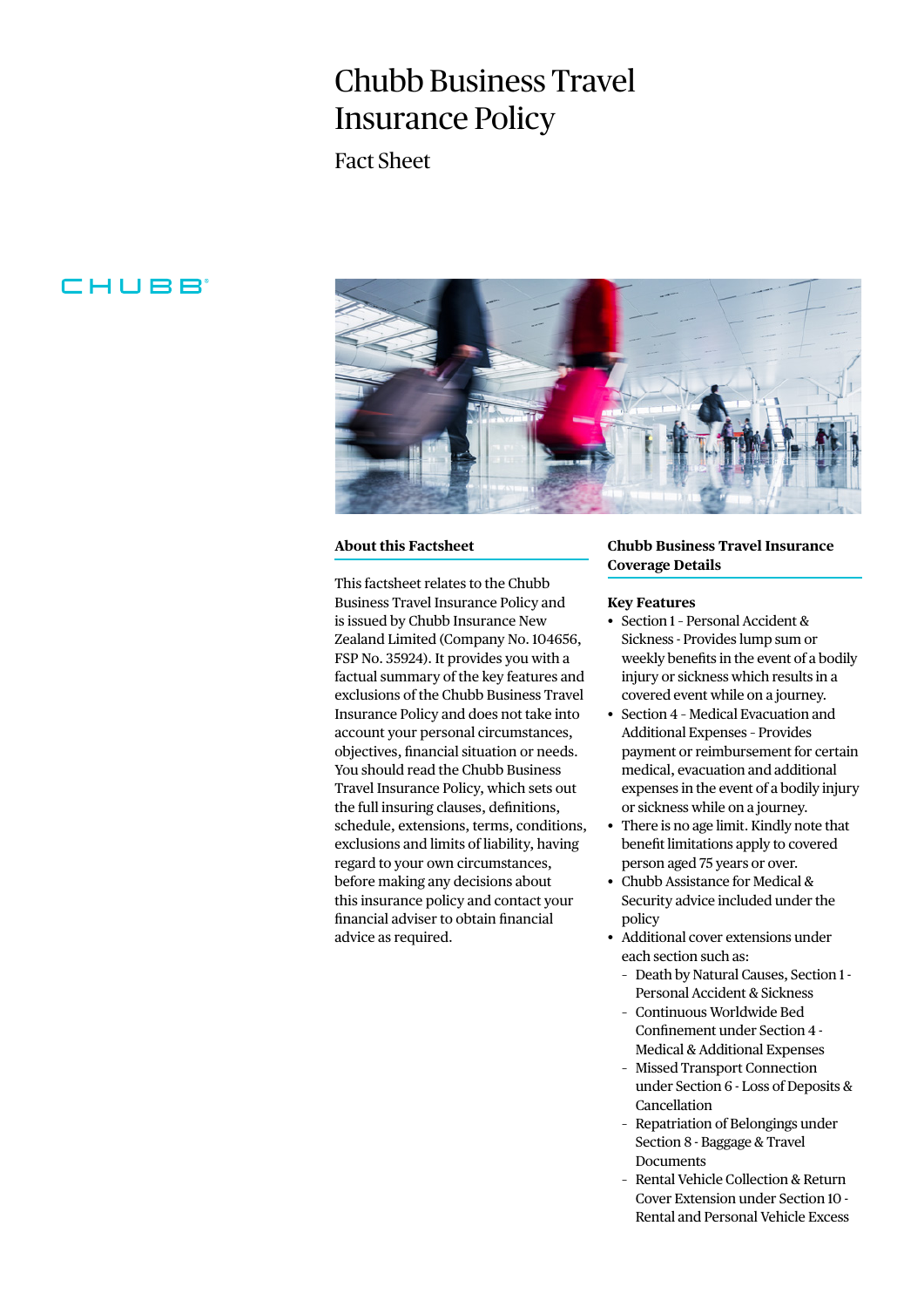# Chubb Business Travel Insurance Policy

Fact Sheet

CHUBB

## About this Factsheet

This factsheet relates to the Chubb Business Travel Insurance Policy and is issued by Chubb Insurance New Zealand Limited (Company No. 104656, FSP No. 35924). It provides you with a factual summary of the key features and exclusions of the Chubb Business Travel Insurance Policy and does not take into account your personal circumstances, objectives, financial situation or needs. You should read the Chubb Business Travel Insurance Policy, which sets out the full insuring clauses, definitions, schedule, extensions, terms, conditions, exclusions and limits of liability, having regard to your own circumstances, before making any decisions about this insurance policy and contact your financial adviser to obtain financial advice as required.

## Chubb Business Travel Insurance Coverage Details

**Key Features**

- Section 1 - Personal Accident & Sickness - Provides lump sum or weekly benefits in the event of a bodily injury or sickness which results in a covered event while on a journey.
- Section 4 - Medical Evacuation and Additional Expenses - Provides payment or reimbursement for certain medical, evacuation and additional expenses in the event of a bodily injury or sickness while on a journey.
- There is no age limit. Kindly note that benefit limitations apply to covered person aged 75 years or over.
- Chubb Assistance for Medical & Security advice included under the policy
- Additional cover extensions under each section such as:
  - Death by Natural Causes, Section 1 - Personal Accident & Sickness
  - Continuous Worldwide Bed Confinement under Section 4 - Medical & Additional Expenses
  - Missed Transport Connection under Section 6 - Loss of Deposits & Cancellation
  - Repatriation of Belongings under Section 8 - Baggage & Travel Documents
  - Rental Vehicle Collection & Return Cover Extension under Section 10 - Rental and Personal Vehicle Excess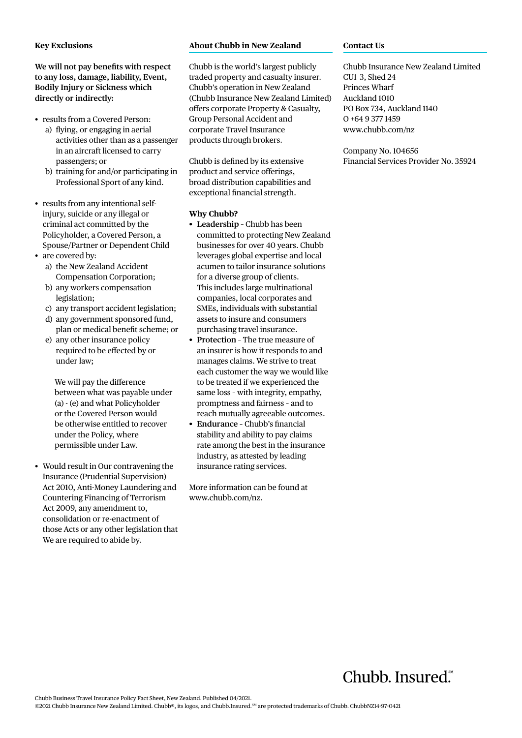## Key Exclusions

**We will not pay benefits with respect to any loss, damage, liability, Event, Bodily Injury or Sickness which directly or indirectly:**

- results from a Covered Person:
  a) flying, or engaging in aerial activities other than as a passenger in an aircraft licensed to carry passengers; or
  b) training for and/or participating in Professional Sport of any kind.
- results from any intentional self-injury, suicide or any illegal or criminal act committed by the Policyholder, a Covered Person, a Spouse/Partner or Dependent Child
- are covered by:
  a) the New Zealand Accident Compensation Corporation;
  b) any workers compensation legislation;
  c) any transport accident legislation;
  d) any government sponsored fund, plan or medical benefit scheme; or
  e) any other insurance policy required to be effected by or under law;

  We will pay the difference between what was payable under (a) - (e) and what Policyholder or the Covered Person would be otherwise entitled to recover under the Policy, where permissible under Law.
- Would result in Our contravening the Insurance (Prudential Supervision) Act 2010, Anti-Money Laundering and Countering Financing of Terrorism Act 2009, any amendment to, consolidation or re-enactment of those Acts or any other legislation that We are required to abide by.

## About Chubb in New Zealand

Chubb is the world's largest publicly traded property and casualty insurer. Chubb's operation in New Zealand (Chubb Insurance New Zealand Limited) offers corporate Property & Casualty, Group Personal Accident and corporate Travel Insurance products through brokers.

Chubb is defined by its extensive product and service offerings, broad distribution capabilities and exceptional financial strength.

**Why Chubb?**

- **Leadership** – Chubb has been committed to protecting New Zealand businesses for over 40 years. Chubb leverages global expertise and local acumen to tailor insurance solutions for a diverse group of clients. This includes large multinational companies, local corporates and SMEs, individuals with substantial assets to insure and consumers purchasing travel insurance.
- **Protection** – The true measure of an insurer is how it responds to and manages claims. We strive to treat each customer the way we would like to be treated if we experienced the same loss – with integrity, empathy, promptness and fairness – and to reach mutually agreeable outcomes.
- **Endurance** – Chubb's financial stability and ability to pay claims rate among the best in the insurance industry, as attested by leading insurance rating services.

More information can be found at www.chubb.com/nz.

## Contact Us

Chubb Insurance New Zealand Limited
CU1-3, Shed 24
Princes Wharf
Auckland 1010
PO Box 734, Auckland 1140
O +64 9 377 1459
www.chubb.com/nz

Company No. 104656
Financial Services Provider No. 35924

Chubb. Insured.℠

Chubb Business Travel Insurance Policy Fact Sheet, New Zealand. Published 04/2021.
©2021 Chubb Insurance New Zealand Limited. Chubb®, its logos, and Chubb.Insured.℠ are protected trademarks of Chubb. ChubbNZ14-97-0421